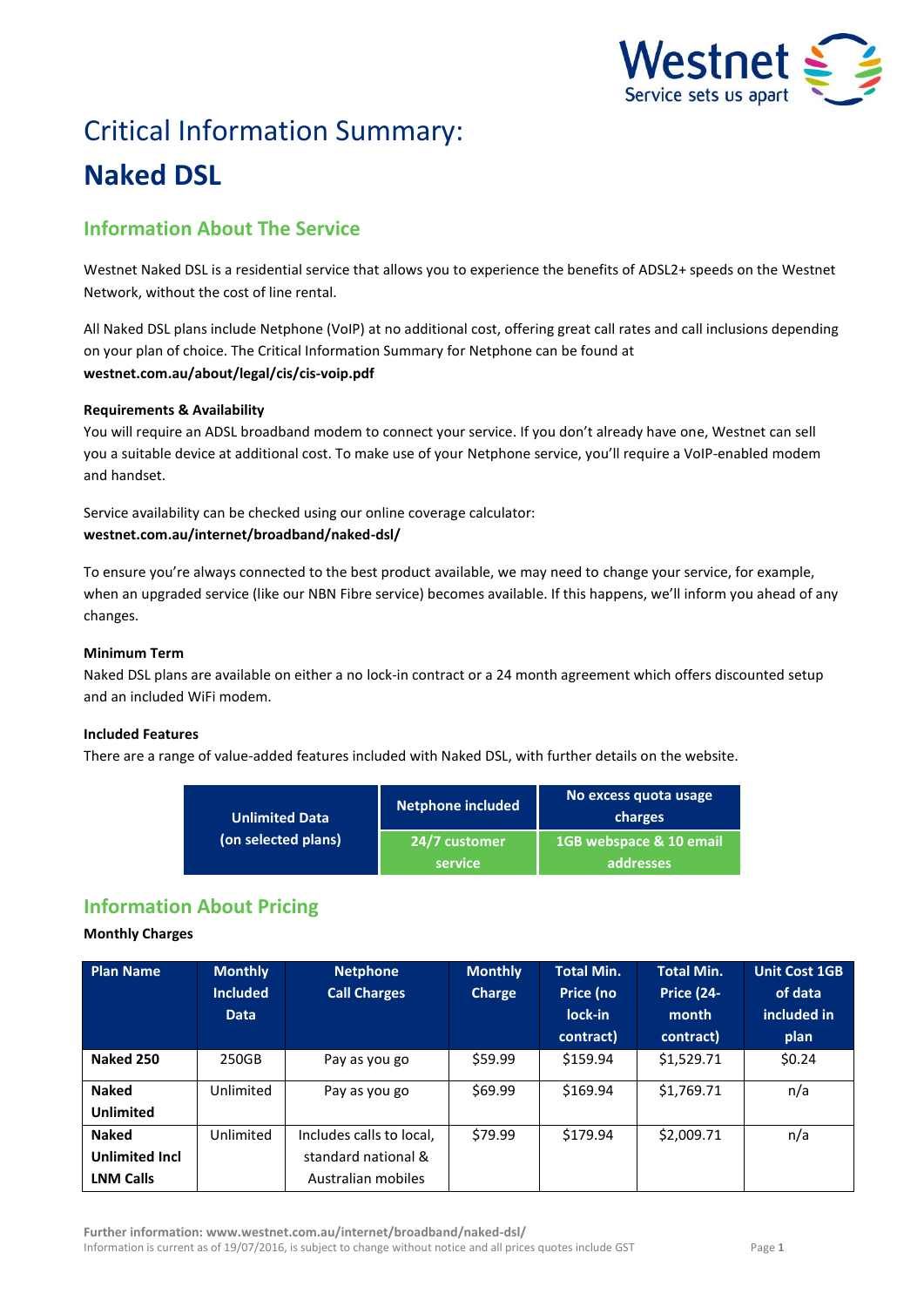Westnet
Service sets us apart

# Critical Information Summary:
# Naked DSL

## Information About The Service

Westnet Naked DSL is a residential service that allows you to experience the benefits of ADSL2+ speeds on the Westnet Network, without the cost of line rental.

All Naked DSL plans include Netphone (VoIP) at no additional cost, offering great call rates and call inclusions depending on your plan of choice. The Critical Information Summary for Netphone can be found at **westnet.com.au/about/legal/cis/cis-voip.pdf**

### Requirements & Availability

You will require an ADSL broadband modem to connect your service. If you don't already have one, Westnet can sell you a suitable device at additional cost. To make use of your Netphone service, you'll require a VoIP-enabled modem and handset.

Service availability can be checked using our online coverage calculator: **westnet.com.au/internet/broadband/naked-dsl/**

To ensure you're always connected to the best product available, we may need to change your service, for example, when an upgraded service (like our NBN Fibre service) becomes available. If this happens, we'll inform you ahead of any changes.

### Minimum Term

Naked DSL plans are available on either a no lock-in contract or a 24 month agreement which offers discounted setup and an included WiFi modem.

### Included Features

There are a range of value-added features included with Naked DSL, with further details on the website.

| Unlimited Data (on selected plans) | Netphone included | No excess quota usage charges |
|---|---|---|
| | 24/7 customer service | 1GB webspace & 10 email addresses |

## Information About Pricing

### Monthly Charges

| Plan Name | Monthly Included Data | Netphone Call Charges | Monthly Charge | Total Min. Price (no lock-in contract) | Total Min. Price (24-month contract) | Unit Cost 1GB of data included in plan |
|---|---|---|---|---|---|---|
| **Naked 250** | 250GB | Pay as you go | $59.99 | $159.94 | $1,529.71 | $0.24 |
| **Naked Unlimited** | Unlimited | Pay as you go | $69.99 | $169.94 | $1,769.71 | n/a |
| **Naked Unlimited Incl LNM Calls** | Unlimited | Includes calls to local, standard national & Australian mobiles | $79.99 | $179.94 | $2,009.71 | n/a |

**Further information: www.westnet.com.au/internet/broadband/naked-dsl/**
Information is current as of 19/07/2016, is subject to change without notice and all prices quotes include GST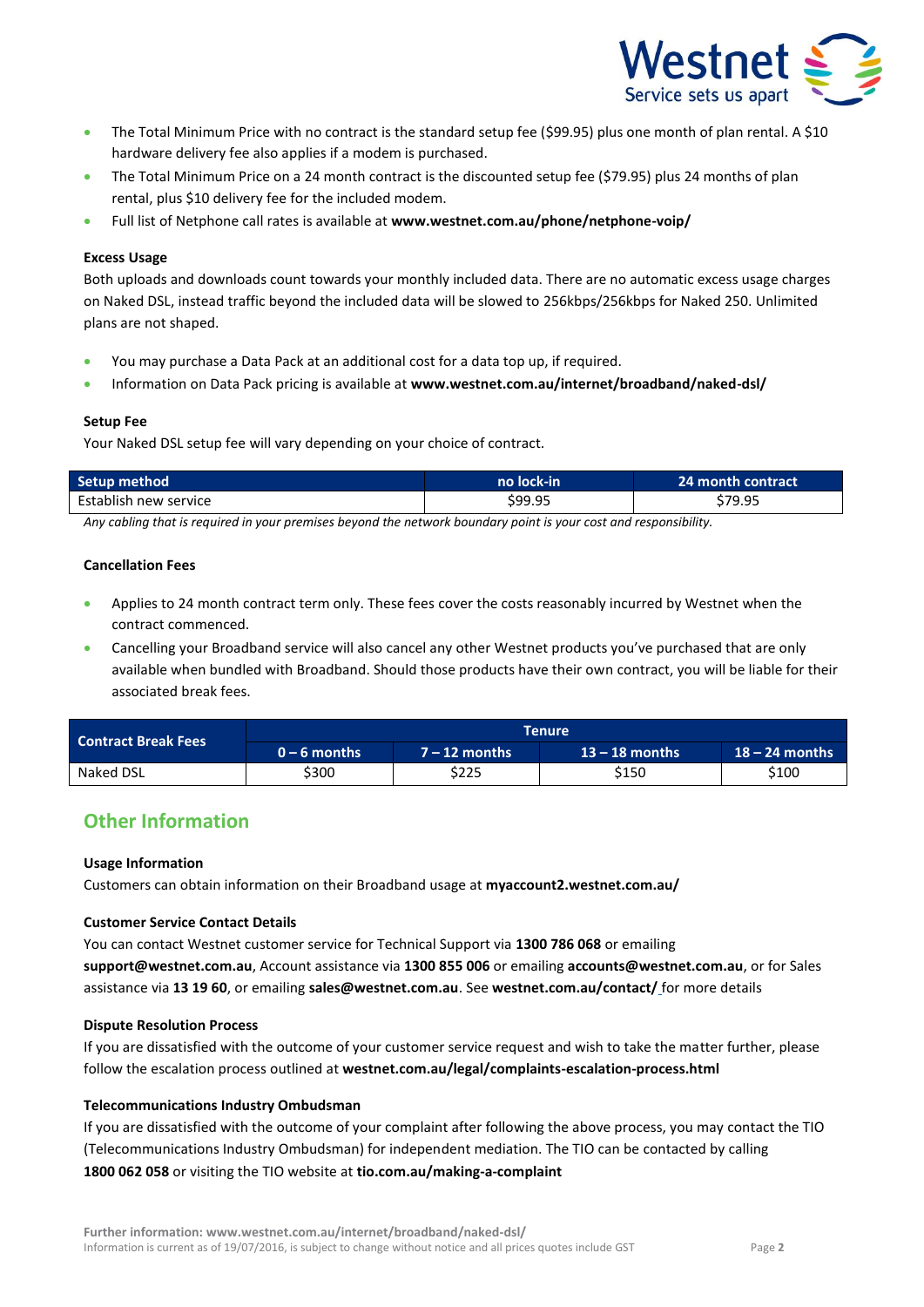- The Total Minimum Price with no contract is the standard setup fee ($99.95) plus one month of plan rental. A $10 hardware delivery fee also applies if a modem is purchased.
- The Total Minimum Price on a 24 month contract is the discounted setup fee ($79.95) plus 24 months of plan rental, plus $10 delivery fee for the included modem.
- Full list of Netphone call rates is available at **www.westnet.com.au/phone/netphone-voip/**

**Excess Usage**

Both uploads and downloads count towards your monthly included data. There are no automatic excess usage charges on Naked DSL, instead traffic beyond the included data will be slowed to 256kbps/256kbps for Naked 250. Unlimited plans are not shaped.

- You may purchase a Data Pack at an additional cost for a data top up, if required.
- Information on Data Pack pricing is available at **www.westnet.com.au/internet/broadband/naked-dsl/**

**Setup Fee**

Your Naked DSL setup fee will vary depending on your choice of contract.

| Setup method | no lock-in | 24 month contract |
|---|---|---|
| Establish new service | $99.95 | $79.95 |

*Any cabling that is required in your premises beyond the network boundary point is your cost and responsibility.*

**Cancellation Fees**

- Applies to 24 month contract term only. These fees cover the costs reasonably incurred by Westnet when the contract commenced.
- Cancelling your Broadband service will also cancel any other Westnet products you've purchased that are only available when bundled with Broadband. Should those products have their own contract, you will be liable for their associated break fees.

| Contract Break Fees | Tenure | | | |
|---|---|---|---|---|
| | 0 – 6 months | 7 – 12 months | 13 – 18 months | 18 – 24 months |
| Naked DSL | $300 | $225 | $150 | $100 |

## Other Information

**Usage Information**

Customers can obtain information on their Broadband usage at **myaccount2.westnet.com.au/**

**Customer Service Contact Details**

You can contact Westnet customer service for Technical Support via **1300 786 068** or emailing **support@westnet.com.au**, Account assistance via **1300 855 006** or emailing **accounts@westnet.com.au**, or for Sales assistance via **13 19 60**, or emailing **sales@westnet.com.au**. See **westnet.com.au/contact/** for more details

**Dispute Resolution Process**

If you are dissatisfied with the outcome of your customer service request and wish to take the matter further, please follow the escalation process outlined at **westnet.com.au/legal/complaints-escalation-process.html**

**Telecommunications Industry Ombudsman**

If you are dissatisfied with the outcome of your complaint after following the above process, you may contact the TIO (Telecommunications Industry Ombudsman) for independent mediation. The TIO can be contacted by calling **1800 062 058** or visiting the TIO website at **tio.com.au/making-a-complaint**

**Further information: www.westnet.com.au/internet/broadband/naked-dsl/**
Information is current as of 19/07/2016, is subject to change without notice and all prices quotes include GST